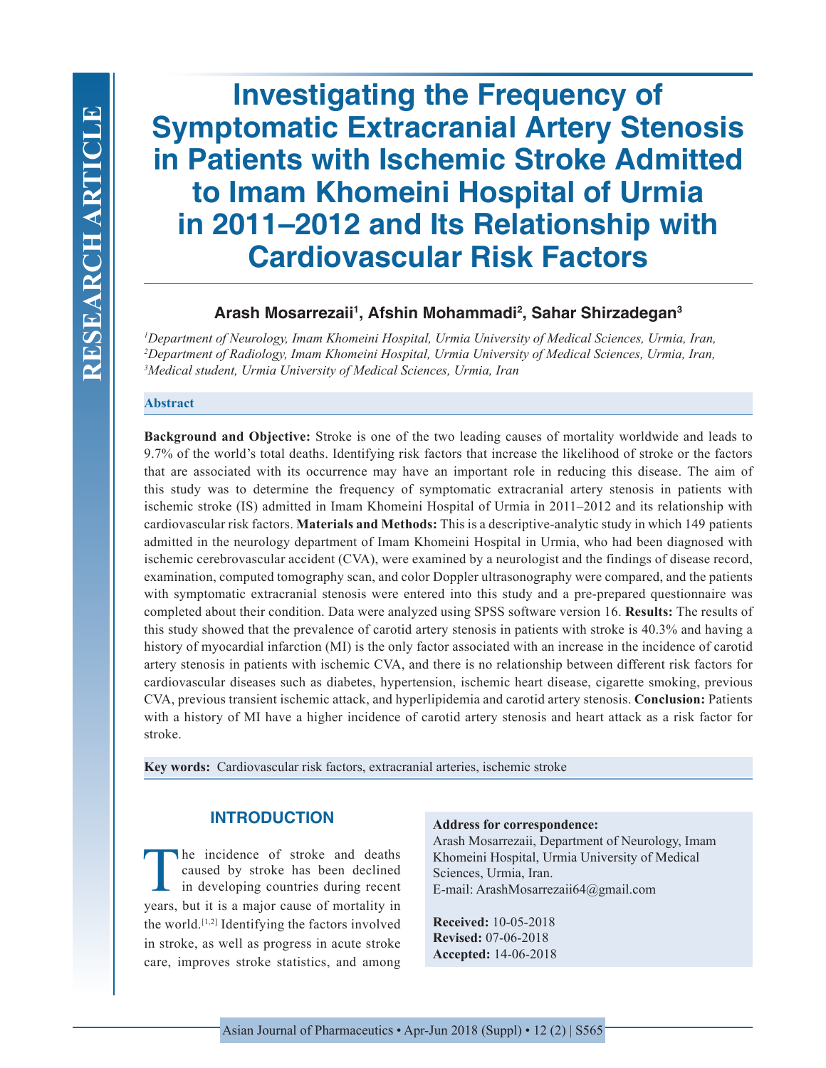RESEARCH ARTICLE

# Investigating the Frequency of Symptomatic Extracranial Artery Stenosis in Patients with Ischemic Stroke Admitted to Imam Khomeini Hospital of Urmia in 2011–2012 and Its Relationship with Cardiovascular Risk Factors

**Arash Mosarrezaii[1], Afshin Mohammadi[2], Sahar Shirzadegan[3]**

[1]*Department of Neurology, Imam Khomeini Hospital, Urmia University of Medical Sciences, Urmia, Iran,* [2]*Department of Radiology, Imam Khomeini Hospital, Urmia University of Medical Sciences, Urmia, Iran,* [3]*Medical student, Urmia University of Medical Sciences, Urmia, Iran*

## Abstract

**Background and Objective:** Stroke is one of the two leading causes of mortality worldwide and leads to 9.7% of the world's total deaths. Identifying risk factors that increase the likelihood of stroke or the factors that are associated with its occurrence may have an important role in reducing this disease. The aim of this study was to determine the frequency of symptomatic extracranial artery stenosis in patients with ischemic stroke (IS) admitted in Imam Khomeini Hospital of Urmia in 2011–2012 and its relationship with cardiovascular risk factors. **Materials and Methods:** This is a descriptive-analytic study in which 149 patients admitted in the neurology department of Imam Khomeini Hospital in Urmia, who had been diagnosed with ischemic cerebrovascular accident (CVA), were examined by a neurologist and the findings of disease record, examination, computed tomography scan, and color Doppler ultrasonography were compared, and the patients with symptomatic extracranial stenosis were entered into this study and a pre-prepared questionnaire was completed about their condition. Data were analyzed using SPSS software version 16. **Results:** The results of this study showed that the prevalence of carotid artery stenosis in patients with stroke is 40.3% and having a history of myocardial infarction (MI) is the only factor associated with an increase in the incidence of carotid artery stenosis in patients with ischemic CVA, and there is no relationship between different risk factors for cardiovascular diseases such as diabetes, hypertension, ischemic heart disease, cigarette smoking, previous CVA, previous transient ischemic attack, and hyperlipidemia and carotid artery stenosis. **Conclusion:** Patients with a history of MI have a higher incidence of carotid artery stenosis and heart attack as a risk factor for stroke.

**Key words:** Cardiovascular risk factors, extracranial arteries, ischemic stroke

## INTRODUCTION

The incidence of stroke and deaths caused by stroke has been declined in developing countries during recent years, but it is a major cause of mortality in the world.[1,2] Identifying the factors involved in stroke, as well as progress in acute stroke care, improves stroke statistics, and among

**Address for correspondence:**
Arash Mosarrezaii, Department of Neurology, Imam Khomeini Hospital, Urmia University of Medical Sciences, Urmia, Iran.
E-mail: ArashMosarrezaii64@gmail.com

**Received:** 10-05-2018
**Revised:** 07-06-2018
**Accepted:** 14-06-2018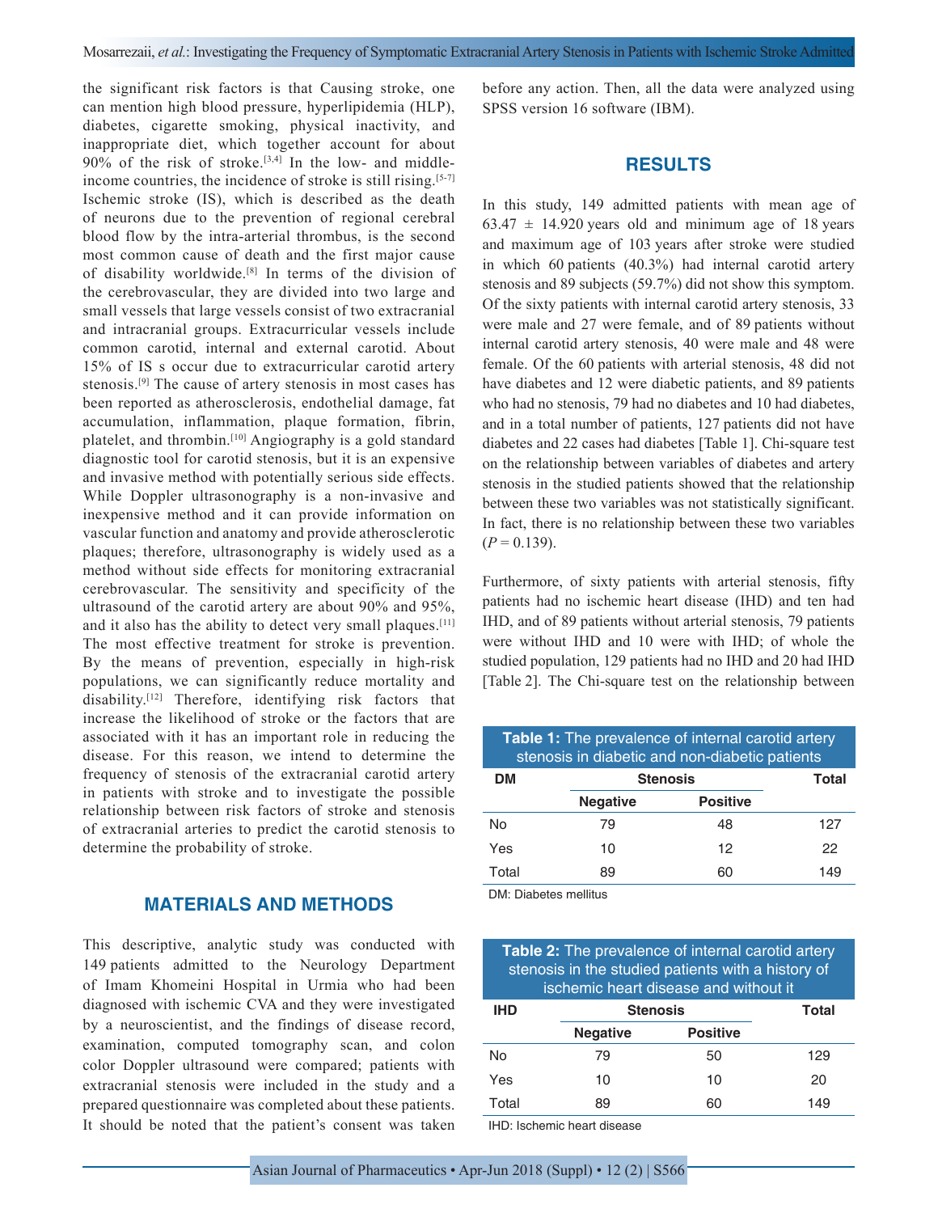the significant risk factors is that Causing stroke, one can mention high blood pressure, hyperlipidemia (HLP), diabetes, cigarette smoking, physical inactivity, and inappropriate diet, which together account for about 90% of the risk of stroke.[3,4] In the low- and middle-income countries, the incidence of stroke is still rising.[5-7] Ischemic stroke (IS), which is described as the death of neurons due to the prevention of regional cerebral blood flow by the intra-arterial thrombus, is the second most common cause of death and the first major cause of disability worldwide.[8] In terms of the division of the cerebrovascular, they are divided into two large and small vessels that large vessels consist of two extracranial and intracranial groups. Extracurricular vessels include common carotid, internal and external carotid. About 15% of IS s occur due to extracurricular carotid artery stenosis.[9] The cause of artery stenosis in most cases has been reported as atherosclerosis, endothelial damage, fat accumulation, inflammation, plaque formation, fibrin, platelet, and thrombin.[10] Angiography is a gold standard diagnostic tool for carotid stenosis, but it is an expensive and invasive method with potentially serious side effects. While Doppler ultrasonography is a non-invasive and inexpensive method and it can provide information on vascular function and anatomy and provide atherosclerotic plaques; therefore, ultrasonography is widely used as a method without side effects for monitoring extracranial cerebrovascular. The sensitivity and specificity of the ultrasound of the carotid artery are about 90% and 95%, and it also has the ability to detect very small plaques.[11] The most effective treatment for stroke is prevention. By the means of prevention, especially in high-risk populations, we can significantly reduce mortality and disability.[12] Therefore, identifying risk factors that increase the likelihood of stroke or the factors that are associated with it has an important role in reducing the disease. For this reason, we intend to determine the frequency of stenosis of the extracranial carotid artery in patients with stroke and to investigate the possible relationship between risk factors of stroke and stenosis of extracranial arteries to predict the carotid stenosis to determine the probability of stroke.

## MATERIALS AND METHODS

This descriptive, analytic study was conducted with 149 patients admitted to the Neurology Department of Imam Khomeini Hospital in Urmia who had been diagnosed with ischemic CVA and they were investigated by a neuroscientist, and the findings of disease record, examination, computed tomography scan, and colon color Doppler ultrasound were compared; patients with extracranial stenosis were included in the study and a prepared questionnaire was completed about these patients. It should be noted that the patient's consent was taken before any action. Then, all the data were analyzed using SPSS version 16 software (IBM).

## RESULTS

In this study, 149 admitted patients with mean age of 63.47 ± 14.920 years old and minimum age of 18 years and maximum age of 103 years after stroke were studied in which 60 patients (40.3%) had internal carotid artery stenosis and 89 subjects (59.7%) did not show this symptom. Of the sixty patients with internal carotid artery stenosis, 33 were male and 27 were female, and of 89 patients without internal carotid artery stenosis, 40 were male and 48 were female. Of the 60 patients with arterial stenosis, 48 did not have diabetes and 12 were diabetic patients, and 89 patients who had no stenosis, 79 had no diabetes and 10 had diabetes, and in a total number of patients, 127 patients did not have diabetes and 22 cases had diabetes [Table 1]. Chi-square test on the relationship between variables of diabetes and artery stenosis in the studied patients showed that the relationship between these two variables was not statistically significant. In fact, there is no relationship between these two variables ($P = 0.139$).

Furthermore, of sixty patients with arterial stenosis, fifty patients had no ischemic heart disease (IHD) and ten had IHD, and of 89 patients without arterial stenosis, 79 patients were without IHD and 10 were with IHD; of whole the studied population, 129 patients had no IHD and 20 had IHD [Table 2]. The Chi-square test on the relationship between

**Table 1:** The prevalence of internal carotid artery stenosis in diabetic and non-diabetic patients

| DM | Stenosis | | Total |
|---|---|---|---|
| | Negative | Positive | |
| No | 79 | 48 | 127 |
| Yes | 10 | 12 | 22 |
| Total | 89 | 60 | 149 |

DM: Diabetes mellitus

**Table 2:** The prevalence of internal carotid artery stenosis in the studied patients with a history of ischemic heart disease and without it

| IHD | Stenosis | | Total |
|---|---|---|---|
| | Negative | Positive | |
| No | 79 | 50 | 129 |
| Yes | 10 | 10 | 20 |
| Total | 89 | 60 | 149 |

IHD: Ischemic heart disease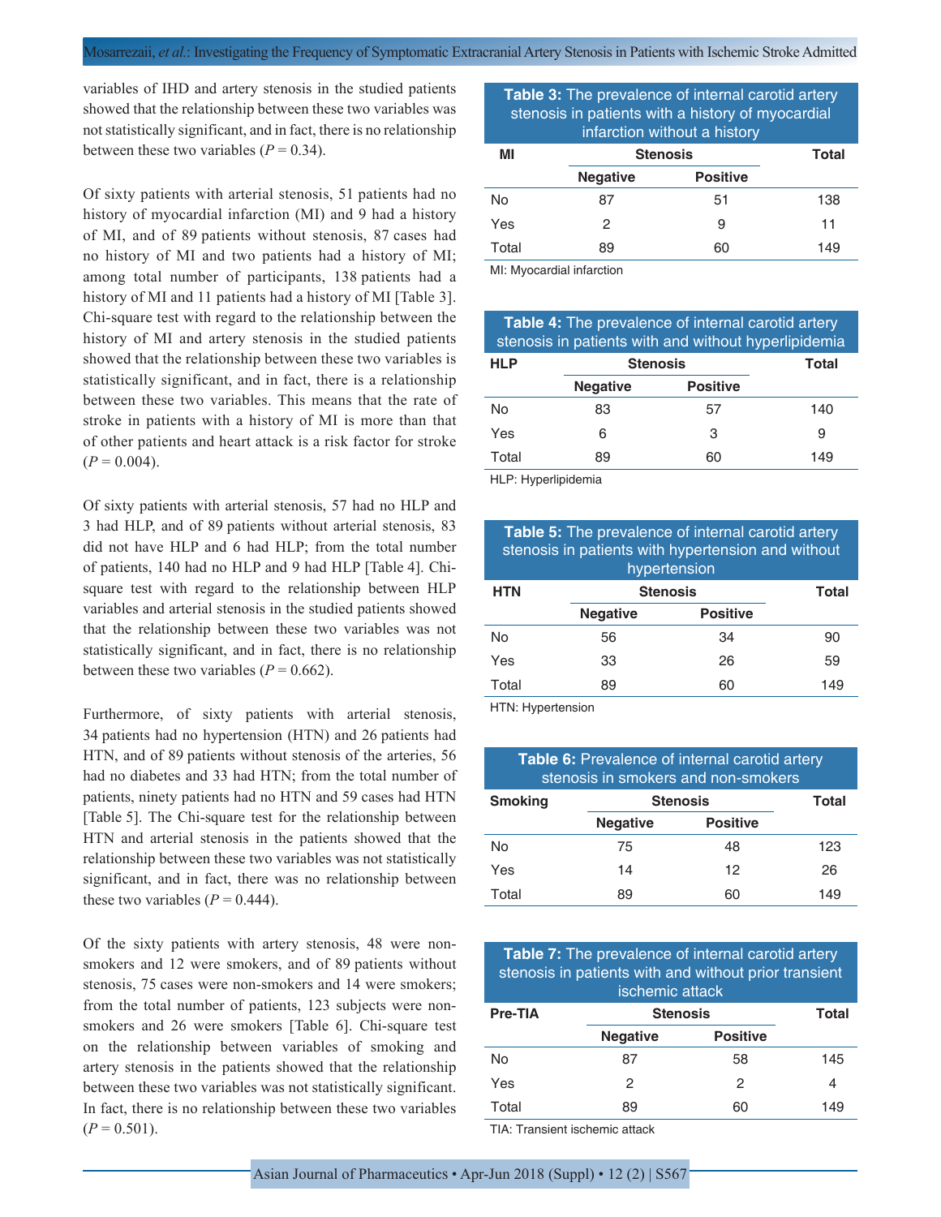variables of IHD and artery stenosis in the studied patients showed that the relationship between these two variables was not statistically significant, and in fact, there is no relationship between these two variables ($P = 0.34$).

Of sixty patients with arterial stenosis, 51 patients had no history of myocardial infarction (MI) and 9 had a history of MI, and of 89 patients without stenosis, 87 cases had no history of MI and two patients had a history of MI; among total number of participants, 138 patients had a history of MI and 11 patients had a history of MI [Table 3]. Chi-square test with regard to the relationship between the history of MI and artery stenosis in the studied patients showed that the relationship between these two variables is statistically significant, and in fact, there is a relationship between these two variables. This means that the rate of stroke in patients with a history of MI is more than that of other patients and heart attack is a risk factor for stroke ($P = 0.004$).

Of sixty patients with arterial stenosis, 57 had no HLP and 3 had HLP, and of 89 patients without arterial stenosis, 83 did not have HLP and 6 had HLP; from the total number of patients, 140 had no HLP and 9 had HLP [Table 4]. Chi-square test with regard to the relationship between HLP variables and arterial stenosis in the studied patients showed that the relationship between these two variables was not statistically significant, and in fact, there is no relationship between these two variables ($P = 0.662$).

Furthermore, of sixty patients with arterial stenosis, 34 patients had no hypertension (HTN) and 26 patients had HTN, and of 89 patients without stenosis of the arteries, 56 had no diabetes and 33 had HTN; from the total number of patients, ninety patients had no HTN and 59 cases had HTN [Table 5]. The Chi-square test for the relationship between HTN and arterial stenosis in the patients showed that the relationship between these two variables was not statistically significant, and in fact, there was no relationship between these two variables ($P = 0.444$).

Of the sixty patients with artery stenosis, 48 were non-smokers and 12 were smokers, and of 89 patients without stenosis, 75 cases were non-smokers and 14 were smokers; from the total number of patients, 123 subjects were non-smokers and 26 were smokers [Table 6]. Chi-square test on the relationship between variables of smoking and artery stenosis in the patients showed that the relationship between these two variables was not statistically significant. In fact, there is no relationship between these two variables ($P = 0.501$).

**Table 3:** The prevalence of internal carotid artery stenosis in patients with a history of myocardial infarction without a history

| MI | Stenosis | | Total |
|---|---|---|---|
| | Negative | Positive | |
| No | 87 | 51 | 138 |
| Yes | 2 | 9 | 11 |
| Total | 89 | 60 | 149 |

MI: Myocardial infarction

**Table 4:** The prevalence of internal carotid artery stenosis in patients with and without hyperlipidemia

| HLP | Stenosis | | Total |
|---|---|---|---|
| | Negative | Positive | |
| No | 83 | 57 | 140 |
| Yes | 6 | 3 | 9 |
| Total | 89 | 60 | 149 |

HLP: Hyperlipidemia

**Table 5:** The prevalence of internal carotid artery stenosis in patients with hypertension and without hypertension

| HTN | Stenosis | | Total |
|---|---|---|---|
| | Negative | Positive | |
| No | 56 | 34 | 90 |
| Yes | 33 | 26 | 59 |
| Total | 89 | 60 | 149 |

HTN: Hypertension

**Table 6:** Prevalence of internal carotid artery stenosis in smokers and non-smokers

| Smoking | Stenosis | | Total |
|---|---|---|---|
| | Negative | Positive | |
| No | 75 | 48 | 123 |
| Yes | 14 | 12 | 26 |
| Total | 89 | 60 | 149 |

**Table 7:** The prevalence of internal carotid artery stenosis in patients with and without prior transient ischemic attack

| Pre-TIA | Stenosis | | Total |
|---|---|---|---|
| | Negative | Positive | |
| No | 87 | 58 | 145 |
| Yes | 2 | 2 | 4 |
| Total | 89 | 60 | 149 |

TIA: Transient ischemic attack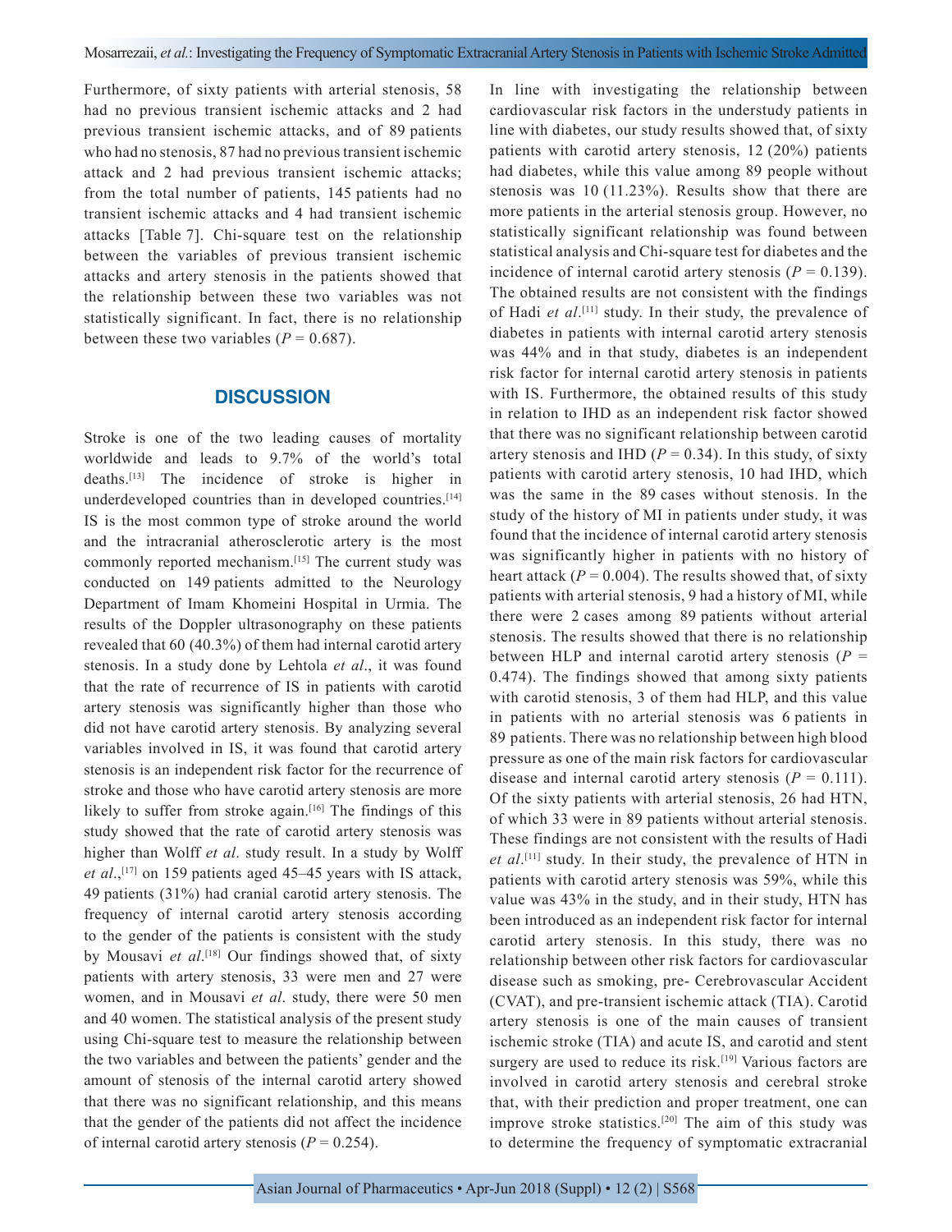Furthermore, of sixty patients with arterial stenosis, 58 had no previous transient ischemic attacks and 2 had previous transient ischemic attacks, and of 89 patients who had no stenosis, 87 had no previous transient ischemic attack and 2 had previous transient ischemic attacks; from the total number of patients, 145 patients had no transient ischemic attacks and 4 had transient ischemic attacks [Table 7]. Chi-square test on the relationship between the variables of previous transient ischemic attacks and artery stenosis in the patients showed that the relationship between these two variables was not statistically significant. In fact, there is no relationship between these two variables ($P = 0.687$).

## DISCUSSION

Stroke is one of the two leading causes of mortality worldwide and leads to 9.7% of the world's total deaths.[13] The incidence of stroke is higher in underdeveloped countries than in developed countries.[14] IS is the most common type of stroke around the world and the intracranial atherosclerotic artery is the most commonly reported mechanism.[15] The current study was conducted on 149 patients admitted to the Neurology Department of Imam Khomeini Hospital in Urmia. The results of the Doppler ultrasonography on these patients revealed that 60 (40.3%) of them had internal carotid artery stenosis. In a study done by Lehtola *et al*., it was found that the rate of recurrence of IS in patients with carotid artery stenosis was significantly higher than those who did not have carotid artery stenosis. By analyzing several variables involved in IS, it was found that carotid artery stenosis is an independent risk factor for the recurrence of stroke and those who have carotid artery stenosis are more likely to suffer from stroke again.[16] The findings of this study showed that the rate of carotid artery stenosis was higher than Wolff *et al*. study result. In a study by Wolff *et al*.,[17] on 159 patients aged 45–45 years with IS attack, 49 patients (31%) had cranial carotid artery stenosis. The frequency of internal carotid artery stenosis according to the gender of the patients is consistent with the study by Mousavi *et al*.[18] Our findings showed that, of sixty patients with artery stenosis, 33 were men and 27 were women, and in Mousavi *et al*. study, there were 50 men and 40 women. The statistical analysis of the present study using Chi-square test to measure the relationship between the two variables and between the patients' gender and the amount of stenosis of the internal carotid artery showed that there was no significant relationship, and this means that the gender of the patients did not affect the incidence of internal carotid artery stenosis ($P = 0.254$).

In line with investigating the relationship between cardiovascular risk factors in the understudy patients in line with diabetes, our study results showed that, of sixty patients with carotid artery stenosis, 12 (20%) patients had diabetes, while this value among 89 people without stenosis was 10 (11.23%). Results show that there are more patients in the arterial stenosis group. However, no statistically significant relationship was found between statistical analysis and Chi-square test for diabetes and the incidence of internal carotid artery stenosis ($P = 0.139$). The obtained results are not consistent with the findings of Hadi *et al*.[11] study. In their study, the prevalence of diabetes in patients with internal carotid artery stenosis was 44% and in that study, diabetes is an independent risk factor for internal carotid artery stenosis in patients with IS. Furthermore, the obtained results of this study in relation to IHD as an independent risk factor showed that there was no significant relationship between carotid artery stenosis and IHD ($P = 0.34$). In this study, of sixty patients with carotid artery stenosis, 10 had IHD, which was the same in the 89 cases without stenosis. In the study of the history of MI in patients under study, it was found that the incidence of internal carotid artery stenosis was significantly higher in patients with no history of heart attack ($P = 0.004$). The results showed that, of sixty patients with arterial stenosis, 9 had a history of MI, while there were 2 cases among 89 patients without arterial stenosis. The results showed that there is no relationship between HLP and internal carotid artery stenosis ($P = 0.474$). The findings showed that among sixty patients with carotid stenosis, 3 of them had HLP, and this value in patients with no arterial stenosis was 6 patients in 89 patients. There was no relationship between high blood pressure as one of the main risk factors for cardiovascular disease and internal carotid artery stenosis ($P = 0.111$). Of the sixty patients with arterial stenosis, 26 had HTN, of which 33 were in 89 patients without arterial stenosis. These findings are not consistent with the results of Hadi *et al*.[11] study. In their study, the prevalence of HTN in patients with carotid artery stenosis was 59%, while this value was 43% in the study, and in their study, HTN has been introduced as an independent risk factor for internal carotid artery stenosis. In this study, there was no relationship between other risk factors for cardiovascular disease such as smoking, pre- Cerebrovascular Accident (CVAT), and pre-transient ischemic attack (TIA). Carotid artery stenosis is one of the main causes of transient ischemic stroke (TIA) and acute IS, and carotid and stent surgery are used to reduce its risk.[19] Various factors are involved in carotid artery stenosis and cerebral stroke that, with their prediction and proper treatment, one can improve stroke statistics.[20] The aim of this study was to determine the frequency of symptomatic extracranial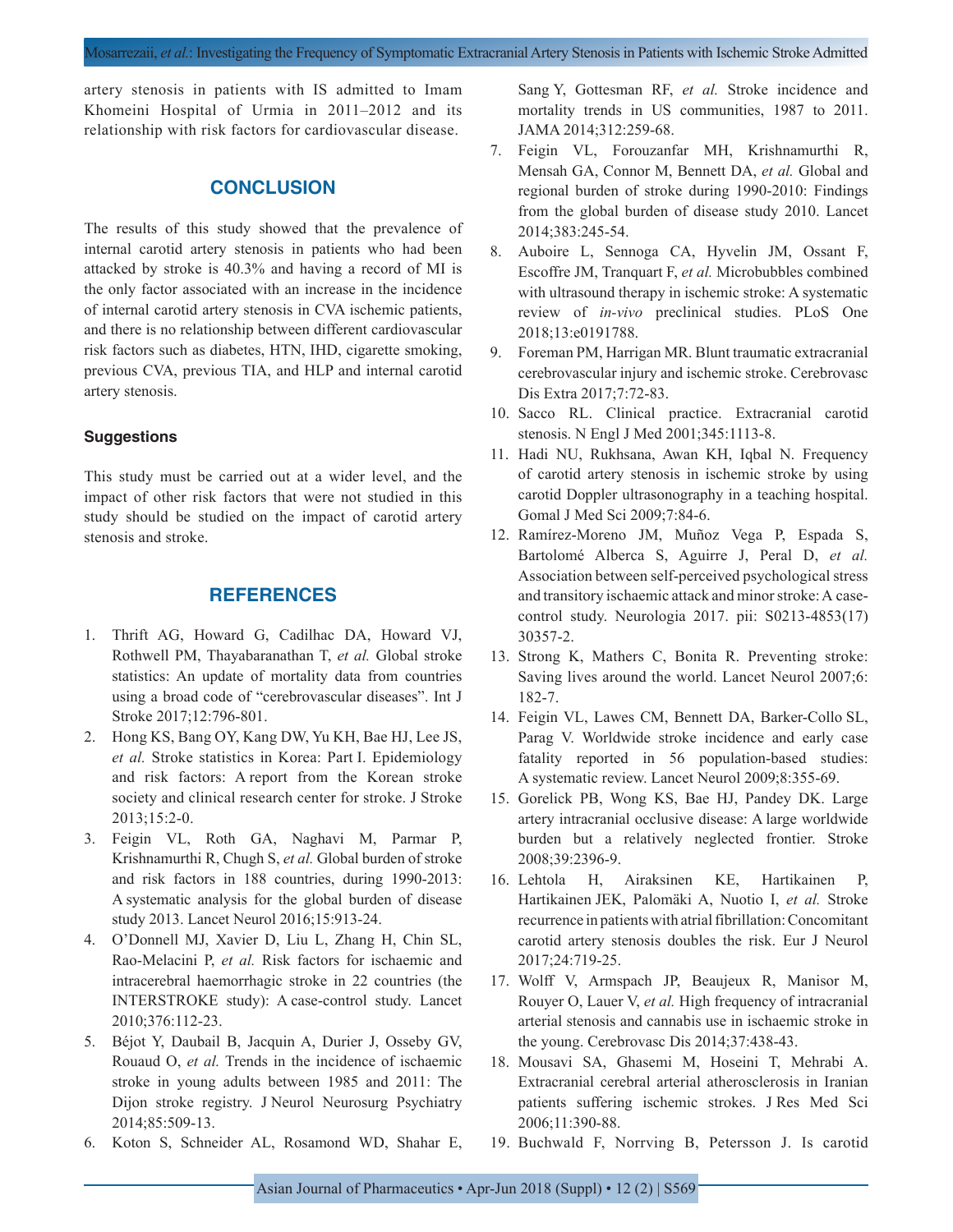artery stenosis in patients with IS admitted to Imam Khomeini Hospital of Urmia in 2011–2012 and its relationship with risk factors for cardiovascular disease.

## CONCLUSION

The results of this study showed that the prevalence of internal carotid artery stenosis in patients who had been attacked by stroke is 40.3% and having a record of MI is the only factor associated with an increase in the incidence of internal carotid artery stenosis in CVA ischemic patients, and there is no relationship between different cardiovascular risk factors such as diabetes, HTN, IHD, cigarette smoking, previous CVA, previous TIA, and HLP and internal carotid artery stenosis.

### Suggestions

This study must be carried out at a wider level, and the impact of other risk factors that were not studied in this study should be studied on the impact of carotid artery stenosis and stroke.

## REFERENCES

1. Thrift AG, Howard G, Cadilhac DA, Howard VJ, Rothwell PM, Thayabaranathan T, *et al.* Global stroke statistics: An update of mortality data from countries using a broad code of "cerebrovascular diseases". Int J Stroke 2017;12:796-801.
2. Hong KS, Bang OY, Kang DW, Yu KH, Bae HJ, Lee JS, *et al.* Stroke statistics in Korea: Part I. Epidemiology and risk factors: A report from the Korean stroke society and clinical research center for stroke. J Stroke 2013;15:2-0.
3. Feigin VL, Roth GA, Naghavi M, Parmar P, Krishnamurthi R, Chugh S, *et al.* Global burden of stroke and risk factors in 188 countries, during 1990-2013: A systematic analysis for the global burden of disease study 2013. Lancet Neurol 2016;15:913-24.
4. O'Donnell MJ, Xavier D, Liu L, Zhang H, Chin SL, Rao-Melacini P, *et al.* Risk factors for ischaemic and intracerebral haemorrhagic stroke in 22 countries (the INTERSTROKE study): A case-control study. Lancet 2010;376:112-23.
5. Béjot Y, Daubail B, Jacquin A, Durier J, Osseby GV, Rouaud O, *et al.* Trends in the incidence of ischaemic stroke in young adults between 1985 and 2011: The Dijon stroke registry. J Neurol Neurosurg Psychiatry 2014;85:509-13.
6. Koton S, Schneider AL, Rosamond WD, Shahar E, Sang Y, Gottesman RF, *et al.* Stroke incidence and mortality trends in US communities, 1987 to 2011. JAMA 2014;312:259-68.
7. Feigin VL, Forouzanfar MH, Krishnamurthi R, Mensah GA, Connor M, Bennett DA, *et al.* Global and regional burden of stroke during 1990-2010: Findings from the global burden of disease study 2010. Lancet 2014;383:245-54.
8. Auboire L, Sennoga CA, Hyvelin JM, Ossant F, Escoffre JM, Tranquart F, *et al.* Microbubbles combined with ultrasound therapy in ischemic stroke: A systematic review of *in-vivo* preclinical studies. PLoS One 2018;13:e0191788.
9. Foreman PM, Harrigan MR. Blunt traumatic extracranial cerebrovascular injury and ischemic stroke. Cerebrovasc Dis Extra 2017;7:72-83.
10. Sacco RL. Clinical practice. Extracranial carotid stenosis. N Engl J Med 2001;345:1113-8.
11. Hadi NU, Rukhsana, Awan KH, Iqbal N. Frequency of carotid artery stenosis in ischemic stroke by using carotid Doppler ultrasonography in a teaching hospital. Gomal J Med Sci 2009;7:84-6.
12. Ramírez-Moreno JM, Muñoz Vega P, Espada S, Bartolomé Alberca S, Aguirre J, Peral D, *et al.* Association between self-perceived psychological stress and transitory ischaemic attack and minor stroke: A case-control study. Neurologia 2017. pii: S0213-4853(17) 30357-2.
13. Strong K, Mathers C, Bonita R. Preventing stroke: Saving lives around the world. Lancet Neurol 2007;6: 182-7.
14. Feigin VL, Lawes CM, Bennett DA, Barker-Collo SL, Parag V. Worldwide stroke incidence and early case fatality reported in 56 population-based studies: A systematic review. Lancet Neurol 2009;8:355-69.
15. Gorelick PB, Wong KS, Bae HJ, Pandey DK. Large artery intracranial occlusive disease: A large worldwide burden but a relatively neglected frontier. Stroke 2008;39:2396-9.
16. Lehtola H, Airaksinen KE, Hartikainen P, Hartikainen JEK, Palomäki A, Nuotio I, *et al.* Stroke recurrence in patients with atrial fibrillation: Concomitant carotid artery stenosis doubles the risk. Eur J Neurol 2017;24:719-25.
17. Wolff V, Armspach JP, Beaujeux R, Manisor M, Rouyer O, Lauer V, *et al.* High frequency of intracranial arterial stenosis and cannabis use in ischaemic stroke in the young. Cerebrovasc Dis 2014;37:438-43.
18. Mousavi SA, Ghasemi M, Hoseini T, Mehrabi A. Extracranial cerebral arterial atherosclerosis in Iranian patients suffering ischemic strokes. J Res Med Sci 2006;11:390-88.
19. Buchwald F, Norrving B, Petersson J. Is carotid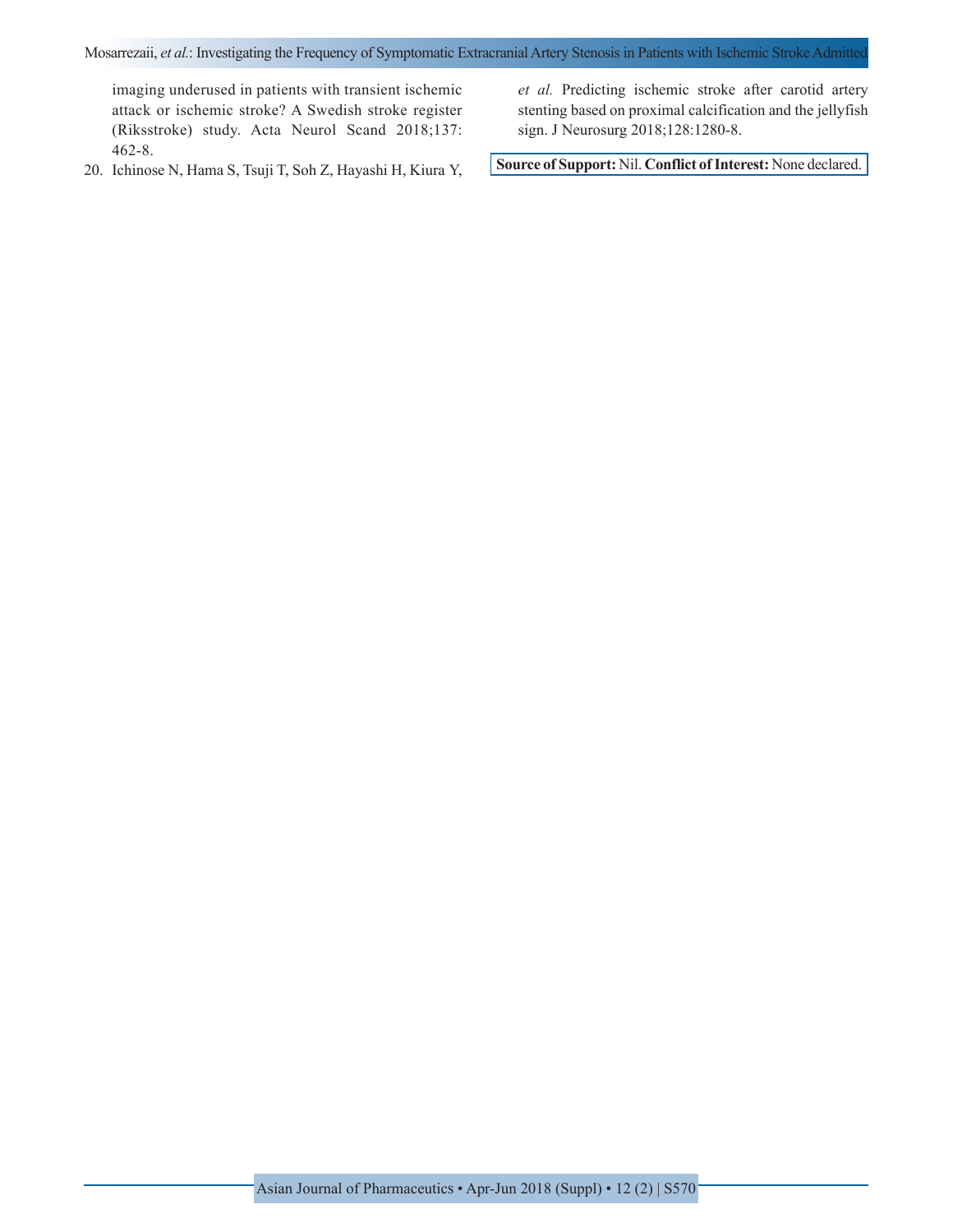imaging underused in patients with transient ischemic attack or ischemic stroke? A Swedish stroke register (Riksstroke) study. Acta Neurol Scand 2018;137:462-8.

20. Ichinose N, Hama S, Tsuji T, Soh Z, Hayashi H, Kiura Y, *et al.* Predicting ischemic stroke after carotid artery stenting based on proximal calcification and the jellyfish sign. J Neurosurg 2018;128:1280-8.

**Source of Support:** Nil. **Conflict of Interest:** None declared.